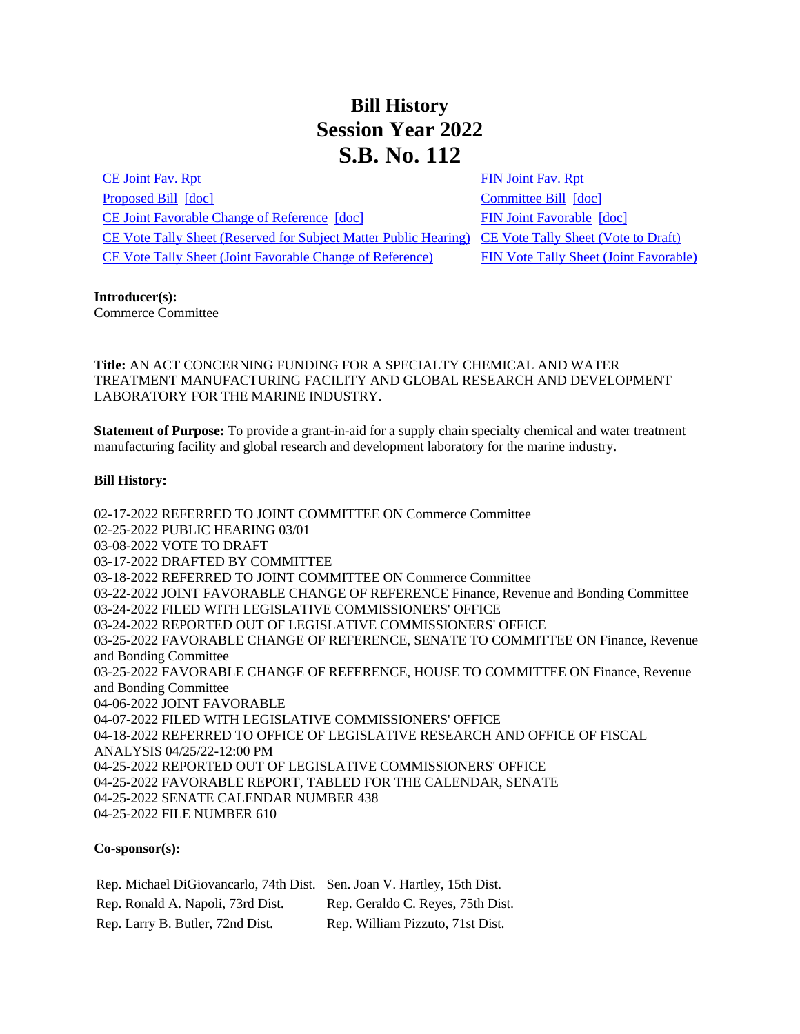# Bill History
# Session Year 2022
# S.B. No. 112

| | |
|---|---|
| CE Joint Fav. Rpt | FIN Joint Fav. Rpt |
| Proposed Bill [doc] | Committee Bill [doc] |
| CE Joint Favorable Change of Reference [doc] | FIN Joint Favorable [doc] |
| CE Vote Tally Sheet (Reserved for Subject Matter Public Hearing) | CE Vote Tally Sheet (Vote to Draft) |
| CE Vote Tally Sheet (Joint Favorable Change of Reference) | FIN Vote Tally Sheet (Joint Favorable) |

**Introducer(s):**
Commerce Committee

**Title:** AN ACT CONCERNING FUNDING FOR A SPECIALTY CHEMICAL AND WATER TREATMENT MANUFACTURING FACILITY AND GLOBAL RESEARCH AND DEVELOPMENT LABORATORY FOR THE MARINE INDUSTRY.

**Statement of Purpose:** To provide a grant-in-aid for a supply chain specialty chemical and water treatment manufacturing facility and global research and development laboratory for the marine industry.

**Bill History:**

02-17-2022 REFERRED TO JOINT COMMITTEE ON Commerce Committee
02-25-2022 PUBLIC HEARING 03/01
03-08-2022 VOTE TO DRAFT
03-17-2022 DRAFTED BY COMMITTEE
03-18-2022 REFERRED TO JOINT COMMITTEE ON Commerce Committee
03-22-2022 JOINT FAVORABLE CHANGE OF REFERENCE Finance, Revenue and Bonding Committee
03-24-2022 FILED WITH LEGISLATIVE COMMISSIONERS' OFFICE
03-24-2022 REPORTED OUT OF LEGISLATIVE COMMISSIONERS' OFFICE
03-25-2022 FAVORABLE CHANGE OF REFERENCE, SENATE TO COMMITTEE ON Finance, Revenue and Bonding Committee
03-25-2022 FAVORABLE CHANGE OF REFERENCE, HOUSE TO COMMITTEE ON Finance, Revenue and Bonding Committee
04-06-2022 JOINT FAVORABLE
04-07-2022 FILED WITH LEGISLATIVE COMMISSIONERS' OFFICE
04-18-2022 REFERRED TO OFFICE OF LEGISLATIVE RESEARCH AND OFFICE OF FISCAL ANALYSIS 04/25/22-12:00 PM
04-25-2022 REPORTED OUT OF LEGISLATIVE COMMISSIONERS' OFFICE
04-25-2022 FAVORABLE REPORT, TABLED FOR THE CALENDAR, SENATE
04-25-2022 SENATE CALENDAR NUMBER 438
04-25-2022 FILE NUMBER 610

**Co-sponsor(s):**

| | |
|---|---|
| Rep. Michael DiGiovancarlo, 74th Dist. | Sen. Joan V. Hartley, 15th Dist. |
| Rep. Ronald A. Napoli, 73rd Dist. | Rep. Geraldo C. Reyes, 75th Dist. |
| Rep. Larry B. Butler, 72nd Dist. | Rep. William Pizzuto, 71st Dist. |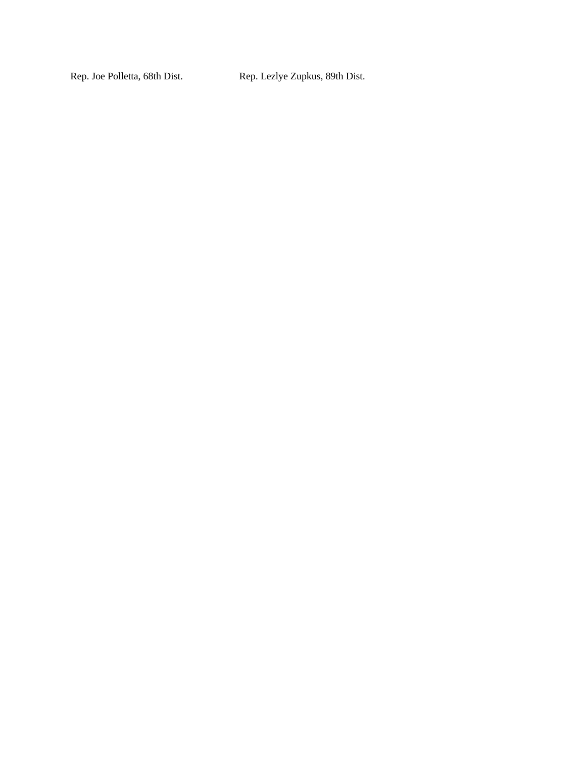Rep. Joe Polletta, 68th Dist. Rep. Lezlye Zupkus, 89th Dist.